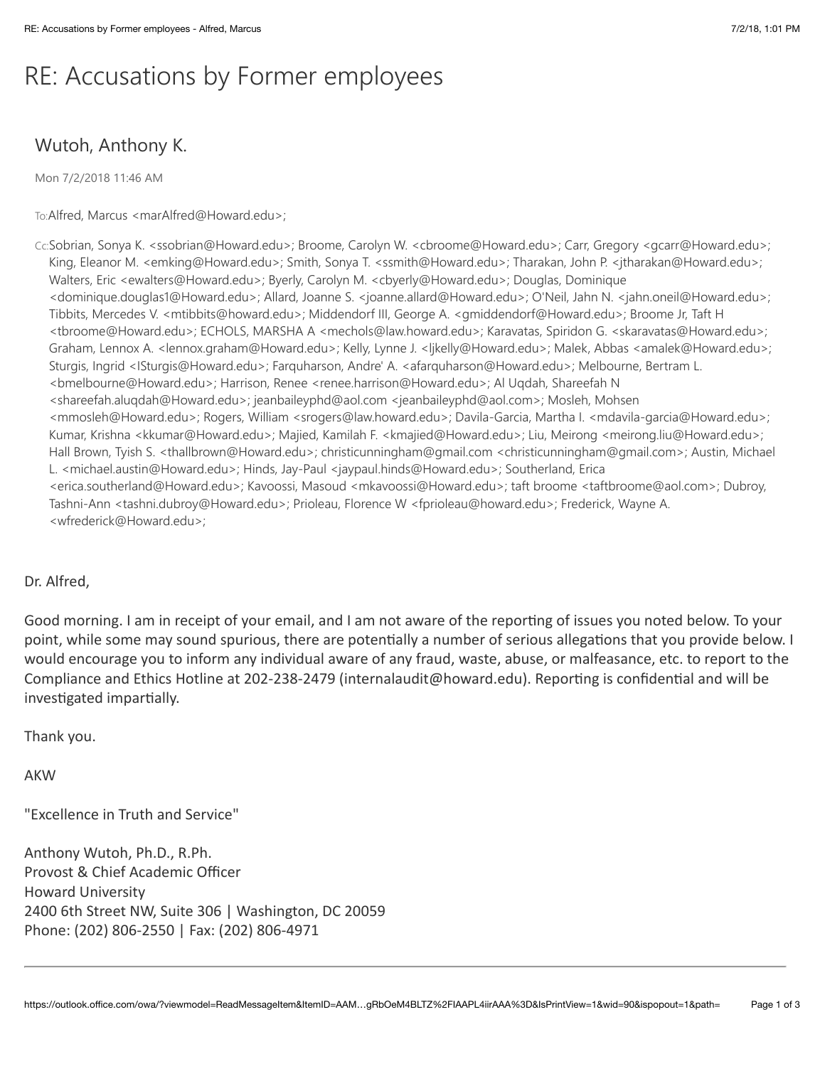# RE: Accusations by Former employees

## Wutoh, Anthony K.

Mon 7/2/2018 11:46 AM

To: Alfred, Marcus <marAlfred@Howard.edu>;

Cc: Sobrian, Sonya K. <ssobrian@Howard.edu>; Broome, Carolyn W. <cbroome@Howard.edu>; Carr, Gregory <gcarr@Howard.edu>; King, Eleanor M. <emking@Howard.edu>; Smith, Sonya T. <ssmith@Howard.edu>; Tharakan, John P. <jtharakan@Howard.edu>; Walters, Eric <ewalters@Howard.edu>; Byerly, Carolyn M. <cbyerly@Howard.edu>; Douglas, Dominique <dominique.douglas1@Howard.edu>; Allard, Joanne S. <joanne.allard@Howard.edu>; O'Neil, Jahn N. <jahn.oneil@Howard.edu>; Tibbits, Mercedes V. <mtibbits@howard.edu>; Middendorf III, George A. <gmiddendorf@Howard.edu>; Broome Jr, Taft H <tbroome@Howard.edu>; ECHOLS, MARSHA A <mechols@law.howard.edu>; Karavatas, Spiridon G. <skaravatas@Howard.edu>; Graham, Lennox A. <lennox.graham@Howard.edu>; Kelly, Lynne J. <ljkelly@Howard.edu>; Malek, Abbas <amalek@Howard.edu>; Sturgis, Ingrid <ISturgis@Howard.edu>; Farquharson, Andre' A. <afarquharson@Howard.edu>; Melbourne, Bertram L. <bmelbourne@Howard.edu>; Harrison, Renee <renee.harrison@Howard.edu>; Al Uqdah, Shareefah N <shareefah.aluqdah@Howard.edu>; jeanbaileyphd@aol.com <jeanbaileyphd@aol.com>; Mosleh, Mohsen <mmosleh@Howard.edu>; Rogers, William <srogers@law.howard.edu>; Davila-Garcia, Martha I. <mdavila-garcia@Howard.edu>; Kumar, Krishna <kkumar@Howard.edu>; Majied, Kamilah F. <kmajied@Howard.edu>; Liu, Meirong <meirong.liu@Howard.edu>; Hall Brown, Tyish S. <thallbrown@Howard.edu>; christicunningham@gmail.com <christicunningham@gmail.com>; Austin, Michael L. <michael.austin@Howard.edu>; Hinds, Jay-Paul <jaypaul.hinds@Howard.edu>; Southerland, Erica <erica.southerland@Howard.edu>; Kavoossi, Masoud <mkavoossi@Howard.edu>; taft broome <taftbroome@aol.com>; Dubroy, Tashni-Ann <tashni.dubroy@Howard.edu>; Prioleau, Florence W <fprioleau@howard.edu>; Frederick, Wayne A. <wfrederick@Howard.edu>;

Dr. Alfred,

Good morning. I am in receipt of your email, and I am not aware of the reporting of issues you noted below. To your point, while some may sound spurious, there are potentially a number of serious allegations that you provide below. I would encourage you to inform any individual aware of any fraud, waste, abuse, or malfeasance, etc. to report to the Compliance and Ethics Hotline at 202-238-2479 (internalaudit@howard.edu). Reporting is confidential and will be investigated impartially.

Thank you.

AKW

"Excellence in Truth and Service"

Anthony Wutoh, Ph.D., R.Ph.
Provost & Chief Academic Officer
Howard University
2400 6th Street NW, Suite 306 | Washington, DC 20059
Phone: (202) 806-2550 | Fax: (202) 806-4971

---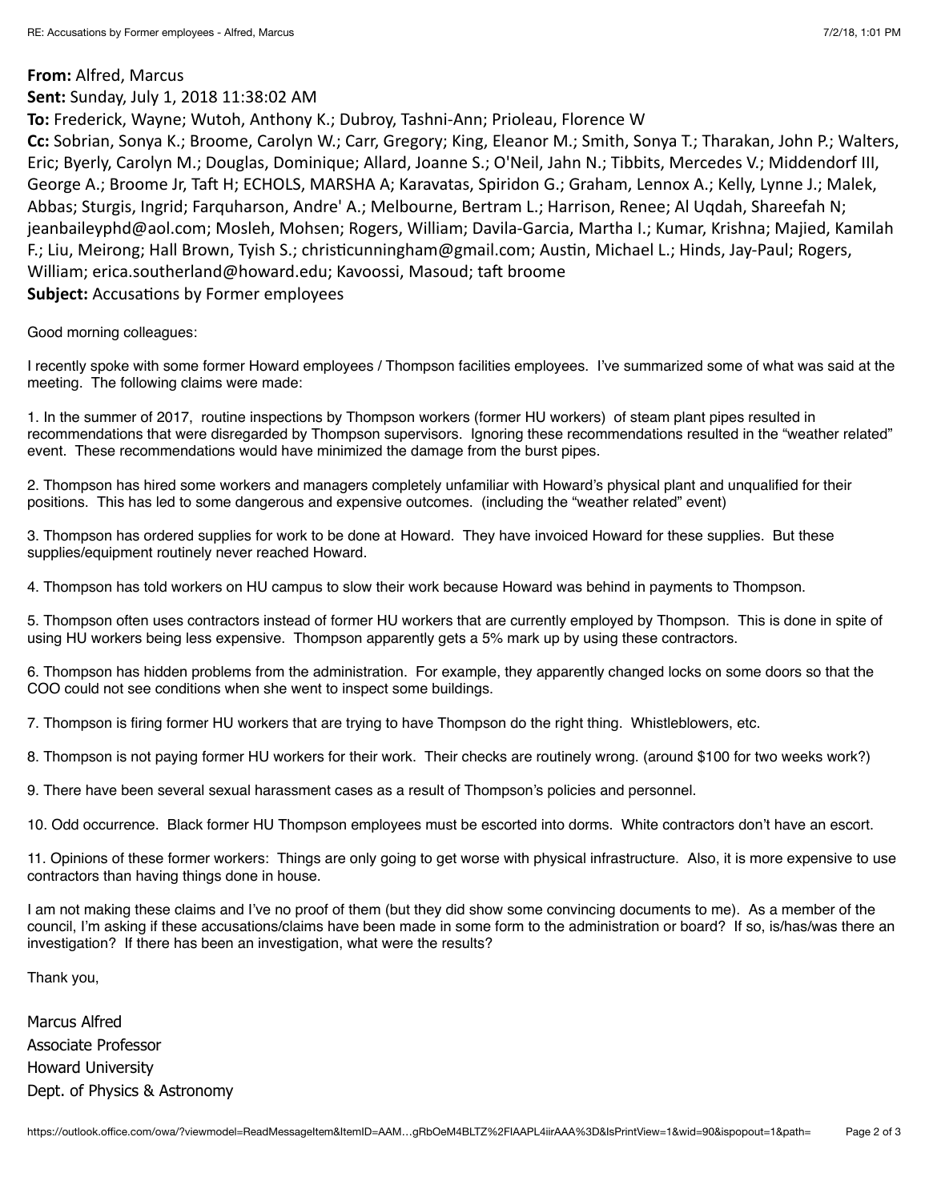**From:** Alfred, Marcus
**Sent:** Sunday, July 1, 2018 11:38:02 AM
**To:** Frederick, Wayne; Wutoh, Anthony K.; Dubroy, Tashni-Ann; Prioleau, Florence W
**Cc:** Sobrian, Sonya K.; Broome, Carolyn W.; Carr, Gregory; King, Eleanor M.; Smith, Sonya T.; Tharakan, John P.; Walters, Eric; Byerly, Carolyn M.; Douglas, Dominique; Allard, Joanne S.; O'Neil, Jahn N.; Tibbits, Mercedes V.; Middendorf III, George A.; Broome Jr, Taft H; ECHOLS, MARSHA A; Karavatas, Spiridon G.; Graham, Lennox A.; Kelly, Lynne J.; Malek, Abbas; Sturgis, Ingrid; Farquharson, Andre' A.; Melbourne, Bertram L.; Harrison, Renee; Al Uqdah, Shareefah N; jeanbaileyphd@aol.com; Mosleh, Mohsen; Rogers, William; Davila-Garcia, Martha I.; Kumar, Krishna; Majied, Kamilah F.; Liu, Meirong; Hall Brown, Tyish S.; christicunningham@gmail.com; Austin, Michael L.; Hinds, Jay-Paul; Rogers, William; erica.southerland@howard.edu; Kavoossi, Masoud; taft broome
**Subject:** Accusations by Former employees

Good morning colleagues:

I recently spoke with some former Howard employees / Thompson facilities employees. I've summarized some of what was said at the meeting. The following claims were made:

1. In the summer of 2017, routine inspections by Thompson workers (former HU workers) of steam plant pipes resulted in recommendations that were disregarded by Thompson supervisors. Ignoring these recommendations resulted in the "weather related" event. These recommendations would have minimized the damage from the burst pipes.

2. Thompson has hired some workers and managers completely unfamiliar with Howard's physical plant and unqualified for their positions. This has led to some dangerous and expensive outcomes. (including the "weather related" event)

3. Thompson has ordered supplies for work to be done at Howard. They have invoiced Howard for these supplies. But these supplies/equipment routinely never reached Howard.

4. Thompson has told workers on HU campus to slow their work because Howard was behind in payments to Thompson.

5. Thompson often uses contractors instead of former HU workers that are currently employed by Thompson. This is done in spite of using HU workers being less expensive. Thompson apparently gets a 5% mark up by using these contractors.

6. Thompson has hidden problems from the administration. For example, they apparently changed locks on some doors so that the COO could not see conditions when she went to inspect some buildings.

7. Thompson is firing former HU workers that are trying to have Thompson do the right thing. Whistleblowers, etc.

8. Thompson is not paying former HU workers for their work. Their checks are routinely wrong. (around $100 for two weeks work?)

9. There have been several sexual harassment cases as a result of Thompson's policies and personnel.

10. Odd occurrence. Black former HU Thompson employees must be escorted into dorms. White contractors don't have an escort.

11. Opinions of these former workers: Things are only going to get worse with physical infrastructure. Also, it is more expensive to use contractors than having things done in house.

I am not making these claims and I've no proof of them (but they did show some convincing documents to me). As a member of the council, I'm asking if these accusations/claims have been made in some form to the administration or board? If so, is/has/was there an investigation? If there has been an investigation, what were the results?

Thank you,

Marcus Alfred
Associate Professor
Howard University
Dept. of Physics & Astronomy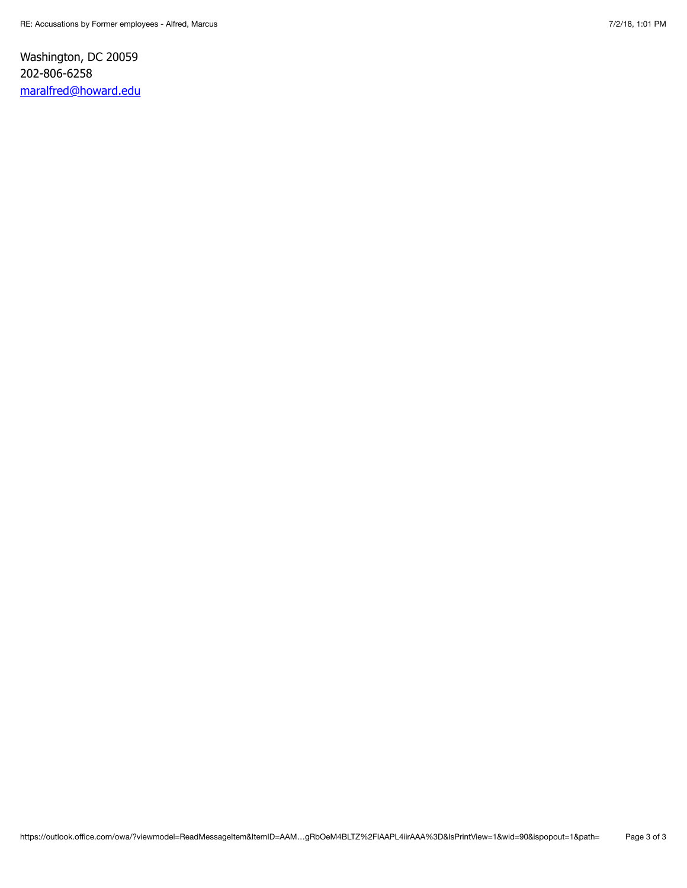Washington, DC 20059
202-806-6258
maralfred@howard.edu